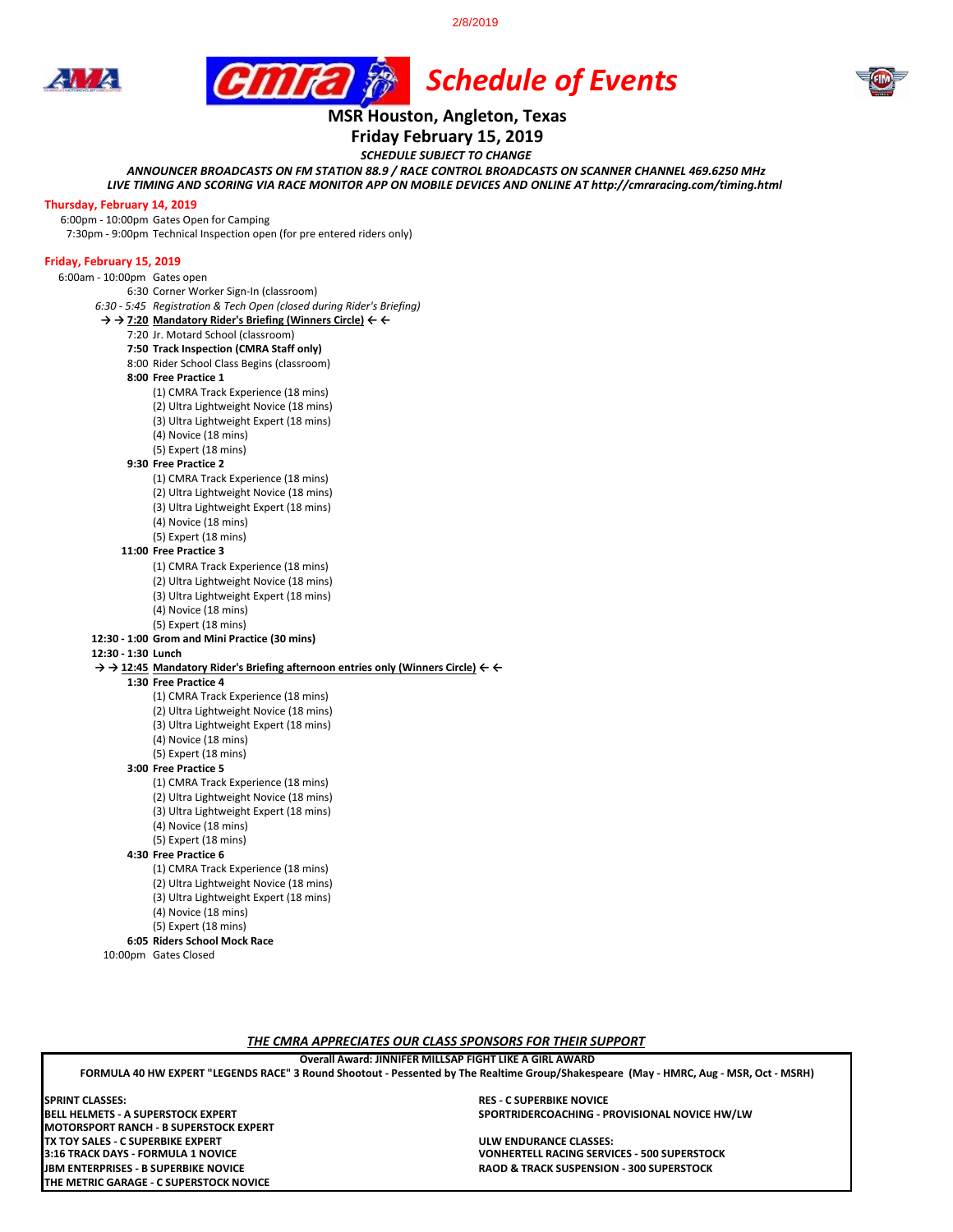2/8/2019

# Schedule of Events

## MSR Houston, Angleton, Texas
## Friday February 15, 2019

***SCHEDULE SUBJECT TO CHANGE***

***ANNOUNCER BROADCASTS ON FM STATION 88.9 / RACE CONTROL BROADCASTS ON SCANNER CHANNEL 469.6250 MHz***
***LIVE TIMING AND SCORING VIA RACE MONITOR APP ON MOBILE DEVICES AND ONLINE AT http://cmraracing.com/timing.html***

### Thursday, February 14, 2019

6:00pm - 10:00pm Gates Open for Camping
7:30pm - 9:00pm Technical Inspection open (for pre entered riders only)

### Friday, February 15, 2019

6:00am - 10:00pm Gates open
6:30 Corner Worker Sign-In (classroom)
*6:30 - 5:45 Registration & Tech Open (closed during Rider's Briefing)*
**→ → 7:20 Mandatory Rider's Briefing (Winners Circle) ← ←**
7:20 Jr. Motard School (classroom)
**7:50 Track Inspection (CMRA Staff only)**
8:00 Rider School Class Begins (classroom)

**8:00 Free Practice 1**
- (1) CMRA Track Experience (18 mins)
- (2) Ultra Lightweight Novice (18 mins)
- (3) Ultra Lightweight Expert (18 mins)
- (4) Novice (18 mins)
- (5) Expert (18 mins)

**9:30 Free Practice 2**
- (1) CMRA Track Experience (18 mins)
- (2) Ultra Lightweight Novice (18 mins)
- (3) Ultra Lightweight Expert (18 mins)
- (4) Novice (18 mins)
- (5) Expert (18 mins)

**11:00 Free Practice 3**
- (1) CMRA Track Experience (18 mins)
- (2) Ultra Lightweight Novice (18 mins)
- (3) Ultra Lightweight Expert (18 mins)
- (4) Novice (18 mins)
- (5) Expert (18 mins)

**12:30 - 1:00 Grom and Mini Practice (30 mins)**
**12:30 - 1:30 Lunch**
**→ → 12:45 Mandatory Rider's Briefing afternoon entries only (Winners Circle) ← ←**

**1:30 Free Practice 4**
- (1) CMRA Track Experience (18 mins)
- (2) Ultra Lightweight Novice (18 mins)
- (3) Ultra Lightweight Expert (18 mins)
- (4) Novice (18 mins)
- (5) Expert (18 mins)

**3:00 Free Practice 5**
- (1) CMRA Track Experience (18 mins)
- (2) Ultra Lightweight Novice (18 mins)
- (3) Ultra Lightweight Expert (18 mins)
- (4) Novice (18 mins)
- (5) Expert (18 mins)

**4:30 Free Practice 6**
- (1) CMRA Track Experience (18 mins)
- (2) Ultra Lightweight Novice (18 mins)
- (3) Ultra Lightweight Expert (18 mins)
- (4) Novice (18 mins)
- (5) Expert (18 mins)

**6:05 Riders School Mock Race**
10:00pm Gates Closed

***THE CMRA APPRECIATES OUR CLASS SPONSORS FOR THEIR SUPPORT***

**Overall Award: JINNIFER MILLSAP FIGHT LIKE A GIRL AWARD**
**FORMULA 40 HW EXPERT "LEGENDS RACE" 3 Round Shootout - Pessented by The Realtime Group/Shakespeare (May - HMRC, Aug - MSR, Oct - MSRH)**

**SPRINT CLASSES:**
**BELL HELMETS - A SUPERSTOCK EXPERT**
**MOTORSPORT RANCH - B SUPERSTOCK EXPERT**
**TX TOY SALES - C SUPERBIKE EXPERT**
**3:16 TRACK DAYS - FORMULA 1 NOVICE**
**JBM ENTERPRISES - B SUPERBIKE NOVICE**
**THE METRIC GARAGE - C SUPERSTOCK NOVICE**
**RES - C SUPERBIKE NOVICE**
**SPORTRIDERCOACHING - PROVISIONAL NOVICE HW/LW**

**ULW ENDURANCE CLASSES:**
**VONHERTELL RACING SERVICES - 500 SUPERSTOCK**
**RAOD & TRACK SUSPENSION - 300 SUPERSTOCK**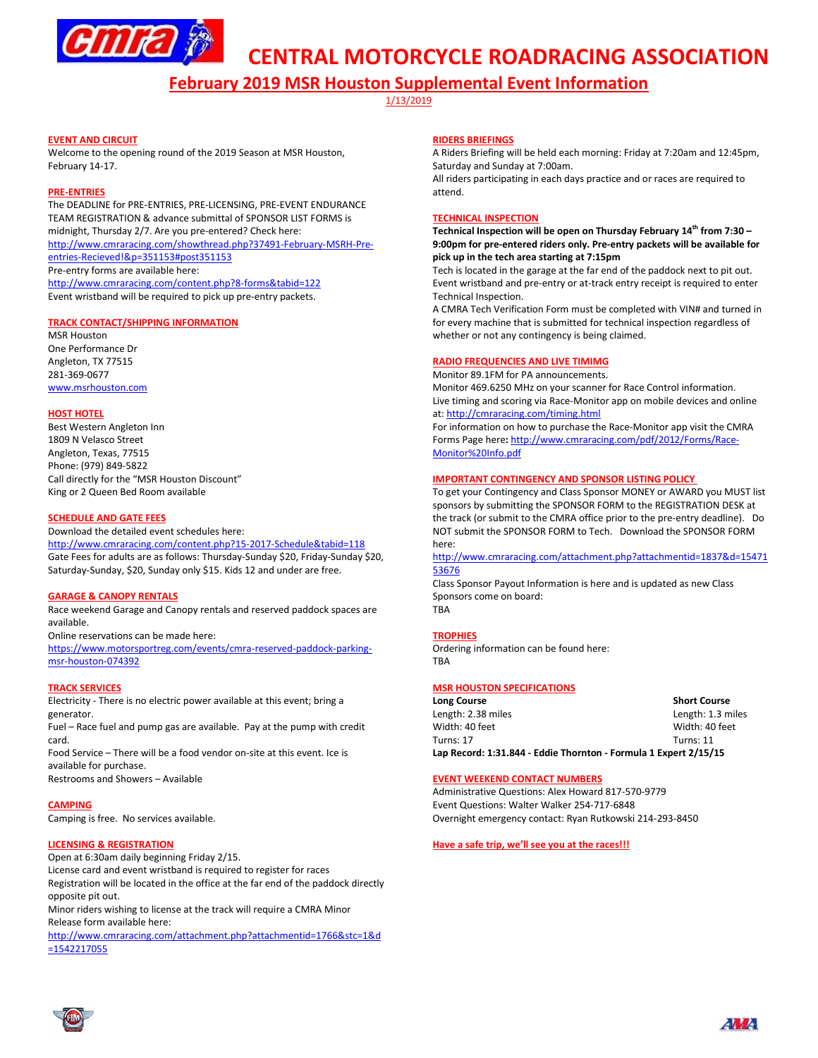# CENTRAL MOTORCYCLE ROADRACING ASSOCIATION

## February 2019 MSR Houston Supplemental Event Information

1/13/2019

### EVENT AND CIRCUIT

Welcome to the opening round of the 2019 Season at MSR Houston, February 14-17.

### PRE-ENTRIES

The DEADLINE for PRE-ENTRIES, PRE-LICENSING, PRE-EVENT ENDURANCE TEAM REGISTRATION & advance submittal of SPONSOR LIST FORMS is midnight, Thursday 2/7. Are you pre-entered? Check here:
http://www.cmraracing.com/showthread.php?37491-February-MSRH-Pre-entries-Recieved!&p=351153#post351153
Pre-entry forms are available here:
http://www.cmraracing.com/content.php?8-forms&tabid=122
Event wristband will be required to pick up pre-entry packets.

### TRACK CONTACT/SHIPPING INFORMATION

MSR Houston
One Performance Dr
Angleton, TX 77515
281-369-0677
www.msrhouston.com

### HOST HOTEL

Best Western Angleton Inn
1809 N Velasco Street
Angleton, Texas, 77515
Phone: (979) 849-5822
Call directly for the "MSR Houston Discount"
King or 2 Queen Bed Room available

### SCHEDULE AND GATE FEES

Download the detailed event schedules here:
http://www.cmraracing.com/content.php?15-2017-Schedule&tabid=118
Gate Fees for adults are as follows: Thursday-Sunday $20, Friday-Sunday $20, Saturday-Sunday, $20, Sunday only $15. Kids 12 and under are free.

### GARAGE & CANOPY RENTALS

Race weekend Garage and Canopy rentals and reserved paddock spaces are available.
Online reservations can be made here:
https://www.motorsportreg.com/events/cmra-reserved-paddock-parking-msr-houston-074392

### TRACK SERVICES

Electricity - There is no electric power available at this event; bring a generator.
Fuel – Race fuel and pump gas are available. Pay at the pump with credit card.
Food Service – There will be a food vendor on-site at this event. Ice is available for purchase.
Restrooms and Showers – Available

### CAMPING

Camping is free. No services available.

### LICENSING & REGISTRATION

Open at 6:30am daily beginning Friday 2/15.
License card and event wristband is required to register for races
Registration will be located in the office at the far end of the paddock directly opposite pit out.
Minor riders wishing to license at the track will require a CMRA Minor Release form available here:
http://www.cmraracing.com/attachment.php?attachmentid=1766&stc=1&d=1542217055

### RIDERS BRIEFINGS

A Riders Briefing will be held each morning: Friday at 7:20am and 12:45pm, Saturday and Sunday at 7:00am.
All riders participating in each days practice and or races are required to attend.

### TECHNICAL INSPECTION

**Technical Inspection will be open on Thursday February 14th from 7:30 – 9:00pm for pre-entered riders only. Pre-entry packets will be available for pick up in the tech area starting at 7:15pm**
Tech is located in the garage at the far end of the paddock next to pit out.
Event wristband and pre-entry or at-track entry receipt is required to enter Technical Inspection.
A CMRA Tech Verification Form must be completed with VIN# and turned in for every machine that is submitted for technical inspection regardless of whether or not any contingency is being claimed.

### RADIO FREQUENCIES AND LIVE TIMIMG

Monitor 89.1FM for PA announcements.
Monitor 469.6250 MHz on your scanner for Race Control information.
Live timing and scoring via Race-Monitor app on mobile devices and online at: http://cmraracing.com/timing.html
For information on how to purchase the Race-Monitor app visit the CMRA Forms Page here**:** http://www.cmraracing.com/pdf/2012/Forms/Race-Monitor%20Info.pdf

### IMPORTANT CONTINGENCY AND SPONSOR LISTING POLICY

To get your Contingency and Class Sponsor MONEY or AWARD you MUST list sponsors by submitting the SPONSOR FORM to the REGISTRATION DESK at the track (or submit to the CMRA office prior to the pre-entry deadline). Do NOT submit the SPONSOR FORM to Tech. Download the SPONSOR FORM here:
http://www.cmraracing.com/attachment.php?attachmentid=1837&d=1547153676
Class Sponsor Payout Information is here and is updated as new Class Sponsors come on board:
TBA

### TROPHIES

Ordering information can be found here:
TBA

### MSR HOUSTON SPECIFICATIONS

| **Long Course** | **Short Course** |
|---|---|
| Length: 2.38 miles | Length: 1.3 miles |
| Width: 40 feet | Width: 40 feet |
| Turns: 17 | Turns: 11 |

**Lap Record: 1:31.844 - Eddie Thornton - Formula 1 Expert 2/15/15**

### EVENT WEEKEND CONTACT NUMBERS

Administrative Questions: Alex Howard 817-570-9779
Event Questions: Walter Walker 254-717-6848
Overnight emergency contact: Ryan Rutkowski 214-293-8450

**Have a safe trip, we'll see you at the races!!!**